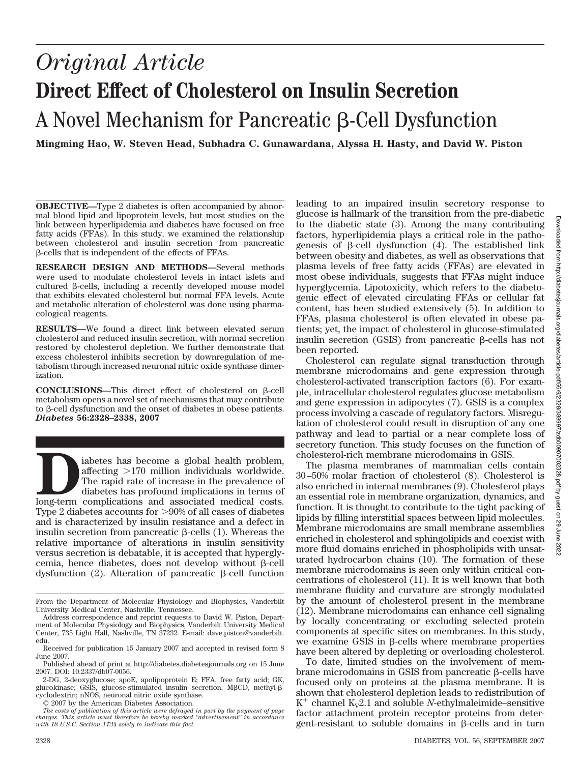# *Original Article*

# Direct Effect of Cholesterol on Insulin Secretion

## A Novel Mechanism for Pancreatic β-Cell Dysfunction

**Mingming Hao, W. Steven Head, Subhadra C. Gunawardana, Alyssa H. Hasty, and David W. Piston**

**OBJECTIVE**—Type 2 diabetes is often accompanied by abnormal blood lipid and lipoprotein levels, but most studies on the link between hyperlipidemia and diabetes have focused on free fatty acids (FFAs). In this study, we examined the relationship between cholesterol and insulin secretion from pancreatic β-cells that is independent of the effects of FFAs.

**RESEARCH DESIGN AND METHODS**—Several methods were used to modulate cholesterol levels in intact islets and cultured β-cells, including a recently developed mouse model that exhibits elevated cholesterol but normal FFA levels. Acute and metabolic alteration of cholesterol was done using pharmacological reagents.

**RESULTS**—We found a direct link between elevated serum cholesterol and reduced insulin secretion, with normal secretion restored by cholesterol depletion. We further demonstrate that excess cholesterol inhibits secretion by downregulation of metabolism through increased neuronal nitric oxide synthase dimerization.

**CONCLUSIONS**—This direct effect of cholesterol on β-cell metabolism opens a novel set of mechanisms that may contribute to β-cell dysfunction and the onset of diabetes in obese patients. *Diabetes* **56:2328–2338, 2007**

Diabetes has become a global health problem, affecting >170 million individuals worldwide. The rapid rate of increase in the prevalence of diabetes has profound implications in terms of long-term complications and associated medical costs. Type 2 diabetes accounts for >90% of all cases of diabetes and is characterized by insulin resistance and a defect in insulin secretion from pancreatic β-cells (1). Whereas the relative importance of alterations in insulin sensitivity versus secretion is debatable, it is accepted that hyperglycemia, hence diabetes, does not develop without β-cell dysfunction (2). Alteration of pancreatic β-cell function leading to an impaired insulin secretory response to glucose is hallmark of the transition from the pre-diabetic to the diabetic state (3). Among the many contributing factors, hyperlipidemia plays a critical role in the pathogenesis of β-cell dysfunction (4). The established link between obesity and diabetes, as well as observations that plasma levels of free fatty acids (FFAs) are elevated in most obese individuals, suggests that FFAs might induce hyperglycemia. Lipotoxicity, which refers to the diabetogenic effect of elevated circulating FFAs or cellular fat content, has been studied extensively (5). In addition to FFAs, plasma cholesterol is often elevated in obese patients; yet, the impact of cholesterol in glucose-stimulated insulin secretion (GSIS) from pancreatic β-cells has not been reported.

Cholesterol can regulate signal transduction through membrane microdomains and gene expression through cholesterol-activated transcription factors (6). For example, intracellular cholesterol regulates glucose metabolism and gene expression in adipocytes (7). GSIS is a complex process involving a cascade of regulatory factors. Misregulation of cholesterol could result in disruption of any one pathway and lead to partial or a near complete loss of secretory function. This study focuses on the function of cholesterol-rich membrane microdomains in GSIS.

The plasma membranes of mammalian cells contain 30–50% molar fraction of cholesterol (8). Cholesterol is also enriched in internal membranes (9). Cholesterol plays an essential role in membrane organization, dynamics, and function. It is thought to contribute to the tight packing of lipids by filling interstitial spaces between lipid molecules. Membrane microdomains are small membrane assemblies enriched in cholesterol and sphingolipids and coexist with more fluid domains enriched in phospholipids with unsaturated hydrocarbon chains (10). The formation of these membrane microdomains is seen only within critical concentrations of cholesterol (11). It is well known that both membrane fluidity and curvature are strongly modulated by the amount of cholesterol present in the membrane (12). Membrane microdomains can enhance cell signaling by locally concentrating or excluding selected protein components at specific sites on membranes. In this study, we examine GSIS in β-cells where membrane properties have been altered by depleting or overloading cholesterol.

To date, limited studies on the involvement of membrane microdomains in GSIS from pancreatic β-cells have focused only on proteins at the plasma membrane. It is shown that cholesterol depletion leads to redistribution of $K^+$ channel $K_V2.1$ and soluble *N*-ethylmaleimide–sensitive factor attachment protein receptor proteins from detergent-resistant to soluble domains in β-cells and in turn

---

From the Department of Molecular Physiology and Biophysics, Vanderbilt University Medical Center, Nashville, Tennessee.

Address correspondence and reprint requests to David W. Piston, Department of Molecular Physiology and Biophysics, Vanderbilt University Medical Center, 735 Light Hall, Nashville, TN 37232. E-mail: dave.piston@vanderbilt.edu.

Received for publication 15 January 2007 and accepted in revised form 8 June 2007.

Published ahead of print at http://diabetes.diabetesjournals.org on 15 June 2007. DOI: 10.2337/db07-0056.

2-DG, 2-deoxyglucose; apoE, apolipoprotein E; FFA, free fatty acid; GK, glucokinase; GSIS, glucose-stimulated insulin secretion; MβCD, methyl-β-cyclodextrin; nNOS, neuronal nitric oxide synthase.

© 2007 by the American Diabetes Association.

*The costs of publication of this article were defrayed in part by the payment of page charges. This article must therefore be hereby marked "advertisement" in accordance with 18 U.S.C. Section 1734 solely to indicate this fact.*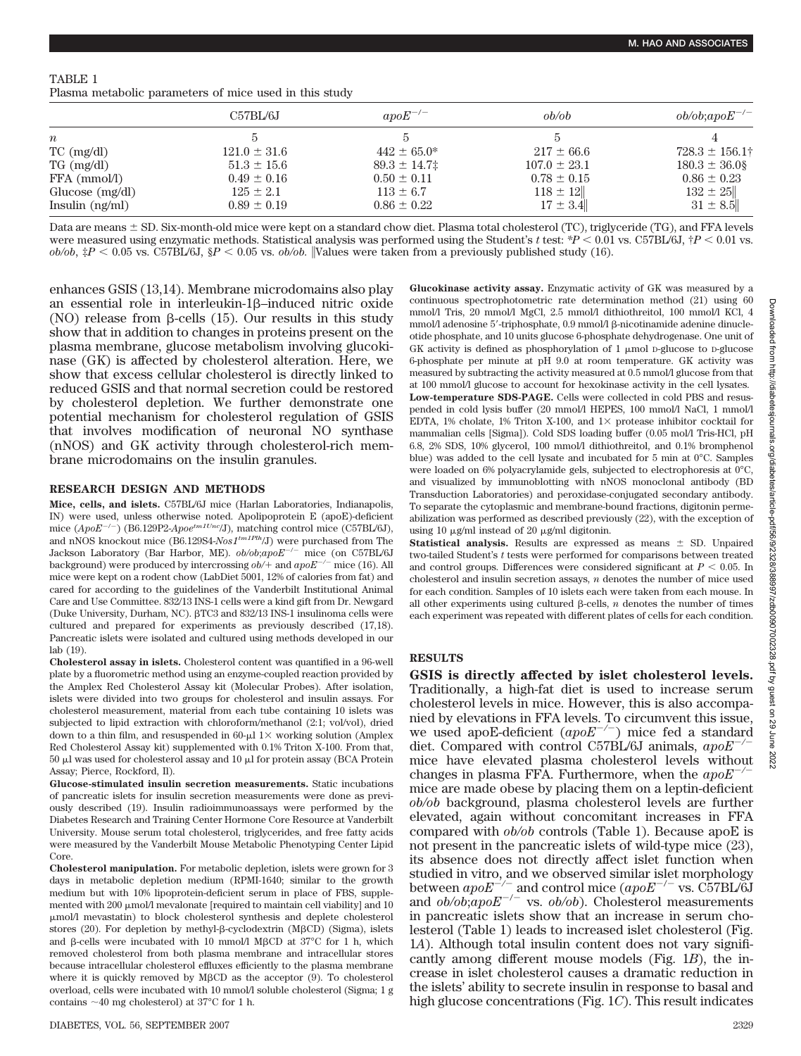TABLE 1
Plasma metabolic parameters of mice used in this study

| | C57BL/6J | $apoE^{-/-}$ | *ob/ob* | *ob/ob;apoE*$^{-/-}$ |
|---|---|---|---|---|
| $n$ | 5 | 5 | 5 | 4 |
| TC (mg/dl) | 121.0 ± 31.6 | 442 ± 65.0* | 217 ± 66.6 | 728.3 ± 156.1† |
| TG (mg/dl) | 51.3 ± 15.6 | 89.3 ± 14.7‡ | 107.0 ± 23.1 | 180.3 ± 36.0§ |
| FFA (mmol/l) | 0.49 ± 0.16 | 0.50 ± 0.11 | 0.78 ± 0.15 | 0.86 ± 0.23 |
| Glucose (mg/dl) | 125 ± 2.1 | 113 ± 6.7 | 118 ± 12‖ | 132 ± 25‖ |
| Insulin (ng/ml) | 0.89 ± 0.19 | 0.86 ± 0.22 | 17 ± 3.4‖ | 31 ± 8.5‖ |

Data are means ± SD. Six-month-old mice were kept on a standard chow diet. Plasma total cholesterol (TC), triglyceride (TG), and FFA levels were measured using enzymatic methods. Statistical analysis was performed using the Student's $t$ test: *$P < 0.01$ vs. C57BL/6J, †$P < 0.01$ vs. *ob/ob*, ‡$P < 0.05$ vs. C57BL/6J, §$P < 0.05$ vs. *ob/ob*. ‖Values were taken from a previously published study (16).

enhances GSIS (13,14). Membrane microdomains also play an essential role in interleukin-1β–induced nitric oxide (NO) release from β-cells (15). Our results in this study show that in addition to changes in proteins present on the plasma membrane, glucose metabolism involving glucokinase (GK) is affected by cholesterol alteration. Here, we show that excess cellular cholesterol is directly linked to reduced GSIS and that normal secretion could be restored by cholesterol depletion. We further demonstrate one potential mechanism for cholesterol regulation of GSIS that involves modification of neuronal NO synthase (nNOS) and GK activity through cholesterol-rich membrane microdomains on the insulin granules.

## RESEARCH DESIGN AND METHODS

**Mice, cells, and islets.** C57BL/6J mice (Harlan Laboratories, Indianapolis, IN) were used, unless otherwise noted. Apolipoprotein E (apoE)-deficient mice ($ApoE^{-/-}$) (B6.129P2-$Apoe^{tm1Unc}$/J), matching control mice (C57BL/6J), and nNOS knockout mice (B6.129S4-$Nos1^{tm1Plh}$/J) were purchased from The Jackson Laboratory (Bar Harbor, ME). *ob/ob;apoE*$^{-/-}$ mice (on C57BL/6J background) were produced by intercrossing *ob*/+ and $apoE^{-/-}$ mice (16). All mice were kept on a rodent chow (LabDiet 5001, 12% of calories from fat) and cared for according to the guidelines of the Vanderbilt Institutional Animal Care and Use Committee. 832/13 INS-1 cells were a kind gift from Dr. Newgard (Duke University, Durham, NC). βTC3 and 832/13 INS-1 insulinoma cells were cultured and prepared for experiments as previously described (17,18). Pancreatic islets were isolated and cultured using methods developed in our lab (19).

**Cholesterol assay in islets.** Cholesterol content was quantified in a 96-well plate by a fluorometric method using an enzyme-coupled reaction provided by the Amplex Red Cholesterol Assay kit (Molecular Probes). After isolation, islets were divided into two groups for cholesterol and insulin assays. For cholesterol measurement, material from each tube containing 10 islets was subjected to lipid extraction with chloroform/methanol (2:1; vol/vol), dried down to a thin film, and resuspended in 60-μl 1× working solution (Amplex Red Cholesterol Assay kit) supplemented with 0.1% Triton X-100. From that, 50 μl was used for cholesterol assay and 10 μl for protein assay (BCA Protein Assay; Pierce, Rockford, Il).

**Glucose-stimulated insulin secretion measurements.** Static incubations of pancreatic islets for insulin secretion measurements were done as previously described (19). Insulin radioimmunoassays were performed by the Diabetes Research and Training Center Hormone Core Resource at Vanderbilt University. Mouse serum total cholesterol, triglycerides, and free fatty acids were measured by the Vanderbilt Mouse Metabolic Phenotyping Center Lipid Core.

**Cholesterol manipulation.** For metabolic depletion, islets were grown for 3 days in metabolic depletion medium (RPMI-1640; similar to the growth medium but with 10% lipoprotein-deficient serum in place of FBS, supplemented with 200 μmol/l mevalonate [required to maintain cell viability] and 10 μmol/l mevastatin) to block cholesterol synthesis and deplete cholesterol stores (20). For depletion by methyl-β-cyclodextrin (MβCD) (Sigma), islets and β-cells were incubated with 10 mmol/l MβCD at 37°C for 1 h, which removed cholesterol from both plasma membrane and intracellular stores because intracellular cholesterol effluxes efficiently to the plasma membrane where it is quickly removed by MβCD as the acceptor (9). To cholesterol overload, cells were incubated with 10 mmol/l soluble cholesterol (Sigma; 1 g contains ~40 mg cholesterol) at 37°C for 1 h.

**Glucokinase activity assay.** Enzymatic activity of GK was measured by a continuous spectrophotometric rate determination method (21) using 60 mmol/l Tris, 20 mmol/l MgCl, 2.5 mmol/l dithiothreitol, 100 mmol/l KCl, 4 mmol/l adenosine 5′-triphosphate, 0.9 mmol/l β-nicotinamide adenine dinucleotide phosphate, and 10 units glucose 6-phosphate dehydrogenase. One unit of GK activity is defined as phosphorylation of 1 μmol D-glucose to D-glucose 6-phosphate per minute at pH 9.0 at room temperature. GK activity was measured by subtracting the activity measured at 0.5 mmol/l glucose from that at 100 mmol/l glucose to account for hexokinase activity in the cell lysates.

**Low-temperature SDS-PAGE.** Cells were collected in cold PBS and resuspended in cold lysis buffer (20 mmol/l HEPES, 100 mmol/l NaCl, 1 mmol/l EDTA, 1% cholate, 1% Triton X-100, and 1× protease inhibitor cocktail for mammalian cells [Sigma]). Cold SDS loading buffer (0.05 mol/l Tris-HCl, pH 6.8, 2% SDS, 10% glycerol, 100 mmol/l dithiothreitol, and 0.1% bromphenol blue) was added to the cell lysate and incubated for 5 min at 0°C. Samples were loaded on 6% polyacrylamide gels, subjected to electrophoresis at 0°C, and visualized by immunoblotting with nNOS monoclonal antibody (BD Transduction Laboratories) and peroxidase-conjugated secondary antibody. To separate the cytoplasmic and membrane-bound fractions, digitonin permeabilization was performed as described previously (22), with the exception of using 10 μg/ml instead of 20 μg/ml digitonin.

**Statistical analysis.** Results are expressed as means ± SD. Unpaired two-tailed Student's $t$ tests were performed for comparisons between treated and control groups. Differences were considered significant at $P < 0.05$. In cholesterol and insulin secretion assays, $n$ denotes the number of mice used for each condition. Samples of 10 islets each were taken from each mouse. In all other experiments using cultured β-cells, $n$ denotes the number of times each experiment was repeated with different plates of cells for each condition.

## RESULTS

**GSIS is directly affected by islet cholesterol levels.** Traditionally, a high-fat diet is used to increase serum cholesterol levels in mice. However, this is also accompanied by elevations in FFA levels. To circumvent this issue, we used apoE-deficient ($apoE^{-/-}$) mice fed a standard diet. Compared with control C57BL/6J animals, $apoE^{-/-}$ mice have elevated plasma cholesterol levels without changes in plasma FFA. Furthermore, when the $apoE^{-/-}$ mice are made obese by placing them on a leptin-deficient *ob/ob* background, plasma cholesterol levels are further elevated, again without concomitant increases in FFA compared with *ob/ob* controls (Table 1). Because apoE is not present in the pancreatic islets of wild-type mice (23), its absence does not directly affect islet function when studied in vitro, and we observed similar islet morphology between $apoE^{-/-}$ and control mice ($apoE^{-/-}$ vs. C57BL/6J and *ob/ob;apoE*$^{-/-}$ vs. *ob/ob*). Cholesterol measurements in pancreatic islets show that an increase in serum cholesterol (Table 1) leads to increased islet cholesterol (Fig. 1*A*). Although total insulin content does not vary significantly among different mouse models (Fig. 1*B*), the increase in islet cholesterol causes a dramatic reduction in the islets' ability to secrete insulin in response to basal and high glucose concentrations (Fig. 1*C*). This result indicates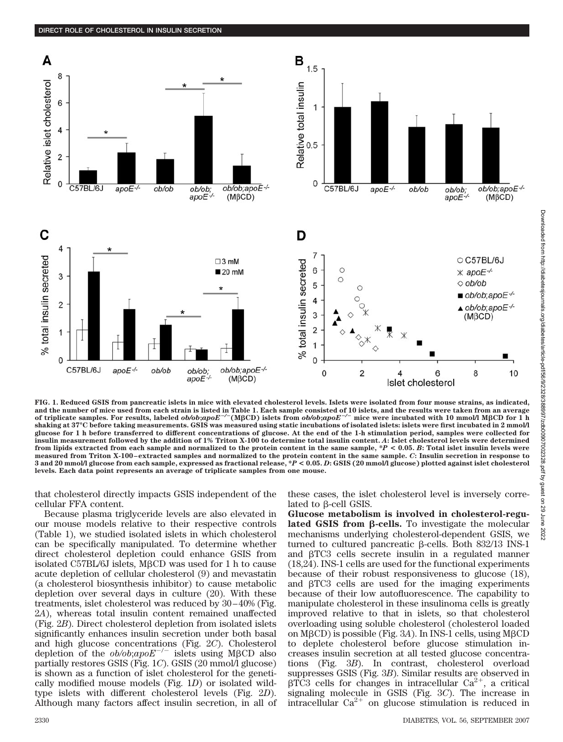FIG. 1. Reduced GSIS from pancreatic islets in mice with elevated cholesterol levels. Islets were isolated from four mouse strains, as indicated, and the number of mice used from each strain is listed in Table 1. Each sample consisted of 10 islets, and the results were taken from an average of triplicate samples. For results, labeled *ob/ob;apoE*$^{-/-}$(MβCD) islets from *ob/ob;apoE*$^{-/-}$ mice were incubated with 10 mmol/l MβCD for 1 h shaking at 37°C before taking measurements. GSIS was measured using static incubations of isolated islets: islets were first incubated in 2 mmol/l glucose for 1 h before transferred to different concentrations of glucose. At the end of the 1-h stimulation period, samples were collected for insulin measurement followed by the addition of 1% Triton X-100 to determine total insulin content. *A*: Islet cholesterol levels were determined from lipids extracted from each sample and normalized to the protein content in the same sample, *$P < 0.05$. *B*: Total islet insulin levels were measured from Triton X-100–extracted samples and normalized to the protein content in the same sample. *C*: Insulin secretion in response to 3 and 20 mmol/l glucose from each sample, expressed as fractional release, *$P < 0.05$. *D*: GSIS (20 mmol/l glucose) plotted against islet cholesterol levels. Each data point represents an average of triplicate samples from one mouse.

that cholesterol directly impacts GSIS independent of the cellular FFA content.

Because plasma triglyceride levels are also elevated in our mouse models relative to their respective controls (Table 1), we studied isolated islets in which cholesterol can be specifically manipulated. To determine whether direct cholesterol depletion could enhance GSIS from isolated C57BL/6J islets, MβCD was used for 1 h to cause acute depletion of cellular cholesterol (9) and mevastatin (a cholesterol biosynthesis inhibitor) to cause metabolic depletion over several days in culture (20). With these treatments, islet cholesterol was reduced by 30–40% (Fig. 2*A*), whereas total insulin content remained unaffected (Fig. 2*B*). Direct cholesterol depletion from isolated islets significantly enhances insulin secretion under both basal and high glucose concentrations (Fig. 2*C*). Cholesterol depletion of the *ob/ob;apoE*$^{-/-}$ islets using MβCD also partially restores GSIS (Fig. 1*C*). GSIS (20 mmol/l glucose) is shown as a function of islet cholesterol for the genetically modified mouse models (Fig. 1*D*) or isolated wild-type islets with different cholesterol levels (Fig. 2*D*). Although many factors affect insulin secretion, in all of these cases, the islet cholesterol level is inversely correlated to β-cell GSIS.

**Glucose metabolism is involved in cholesterol-regulated GSIS from β-cells.** To investigate the molecular mechanisms underlying cholesterol-dependent GSIS, we turned to cultured pancreatic β-cells. Both 832/13 INS-1 and βTC3 cells secrete insulin in a regulated manner (18,24). INS-1 cells are used for the functional experiments because of their robust responsiveness to glucose (18), and βTC3 cells are used for the imaging experiments because of their low autofluorescence. The capability to manipulate cholesterol in these insulinoma cells is greatly improved relative to that in islets, so that cholesterol overloading using soluble cholesterol (cholesterol loaded on MβCD) is possible (Fig. 3*A*). In INS-1 cells, using MβCD to deplete cholesterol before glucose stimulation increases insulin secretion at all tested glucose concentrations (Fig. 3*B*). In contrast, cholesterol overload suppresses GSIS (Fig. 3*B*). Similar results are observed in βTC3 cells for changes in intracellular $Ca^{2+}$, a critical signaling molecule in GSIS (Fig. 3*C*). The increase in intracellular $Ca^{2+}$ on glucose stimulation is reduced in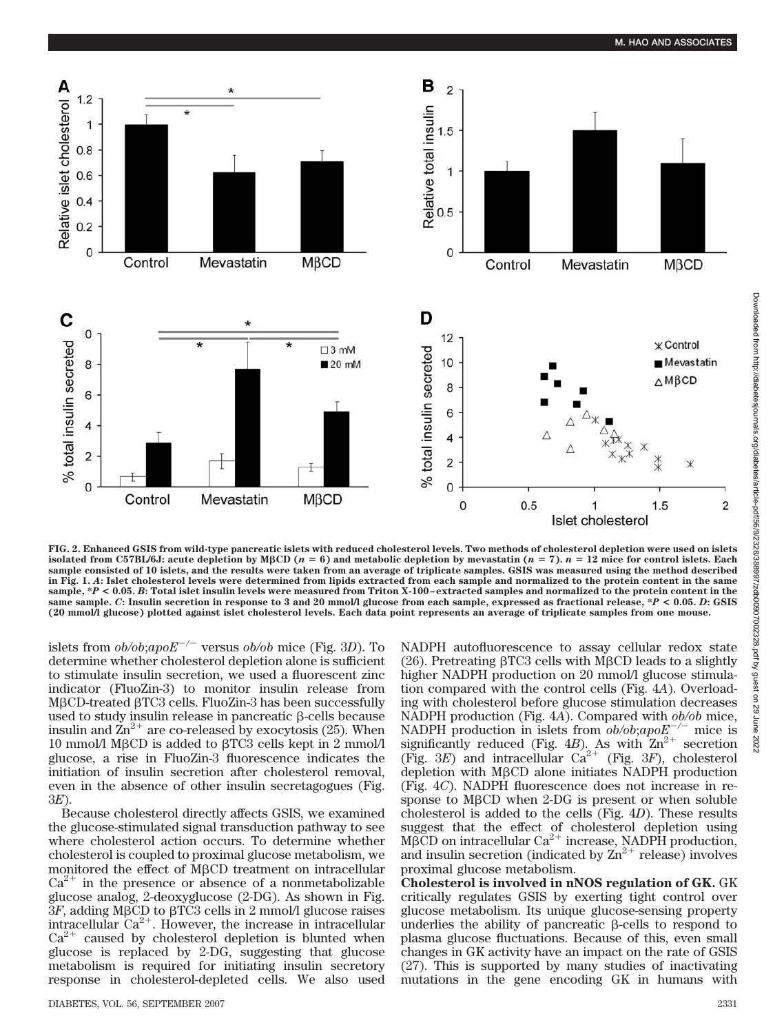FIG. 2. Enhanced GSIS from wild-type pancreatic islets with reduced cholesterol levels. Two methods of cholesterol depletion were used on islets isolated from C57BL/6J: acute depletion by MβCD ($n = 6$) and metabolic depletion by mevastatin ($n = 7$). $n = 12$ mice for control islets. Each sample consisted of 10 islets, and the results were taken from an average of triplicate samples. GSIS was measured using the method described in Fig. 1. *A*: Islet cholesterol levels were determined from lipids extracted from each sample and normalized to the protein content in the same sample, $*P < 0.05$. *B*: Total islet insulin levels were measured from Triton X-100–extracted samples and normalized to the protein content in the same sample. *C*: Insulin secretion in response to 3 and 20 mmol/l glucose from each sample, expressed as fractional release, $*P < 0.05$. *D*: GSIS (20 mmol/l glucose) plotted against islet cholesterol levels. Each data point represents an average of triplicate samples from one mouse.

islets from *ob/ob;apoE*$^{-/-}$ versus *ob/ob* mice (Fig. 3*D*). To determine whether cholesterol depletion alone is sufficient to stimulate insulin secretion, we used a fluorescent zinc indicator (FluoZin-3) to monitor insulin release from MβCD-treated βTC3 cells. FluoZin-3 has been successfully used to study insulin release in pancreatic β-cells because insulin and $Zn^{2+}$ are co-released by exocytosis (25). When 10 mmol/l MβCD is added to βTC3 cells kept in 2 mmol/l glucose, a rise in FluoZin-3 fluorescence indicates the initiation of insulin secretion after cholesterol removal, even in the absence of other insulin secretagogues (Fig. 3*E*).

Because cholesterol directly affects GSIS, we examined the glucose-stimulated signal transduction pathway to see where cholesterol action occurs. To determine whether cholesterol is coupled to proximal glucose metabolism, we monitored the effect of MβCD treatment on intracellular $Ca^{2+}$ in the presence or absence of a nonmetabolizable glucose analog, 2-deoxyglucose (2-DG). As shown in Fig. 3*F*, adding MβCD to βTC3 cells in 2 mmol/l glucose raises intracellular $Ca^{2+}$. However, the increase in intracellular $Ca^{2+}$ caused by cholesterol depletion is blunted when glucose is replaced by 2-DG, suggesting that glucose metabolism is required for initiating insulin secretory response in cholesterol-depleted cells. We also used NADPH autofluorescence to assay cellular redox state (26). Pretreating βTC3 cells with MβCD leads to a slightly higher NADPH production on 20 mmol/l glucose stimulation compared with the control cells (Fig. 4*A*). Overloading with cholesterol before glucose stimulation decreases NADPH production (Fig. 4*A*). Compared with *ob/ob* mice, NADPH production in islets from *ob/ob;apoE*$^{-/-}$ mice is significantly reduced (Fig. 4*B*). As with $Zn^{2+}$ secretion (Fig. 3*E*) and intracellular $Ca^{2+}$ (Fig. 3*F*), cholesterol depletion with MβCD alone initiates NADPH production (Fig. 4*C*). NADPH fluorescence does not increase in response to MβCD when 2-DG is present or when soluble cholesterol is added to the cells (Fig. 4*D*). These results suggest that the effect of cholesterol depletion using MβCD on intracellular $Ca^{2+}$ increase, NADPH production, and insulin secretion (indicated by $Zn^{2+}$ release) involves proximal glucose metabolism.

**Cholesterol is involved in nNOS regulation of GK.** GK critically regulates GSIS by exerting tight control over glucose metabolism. Its unique glucose-sensing property underlies the ability of pancreatic β-cells to respond to plasma glucose fluctuations. Because of this, even small changes in GK activity have an impact on the rate of GSIS (27). This is supported by many studies of inactivating mutations in the gene encoding GK in humans with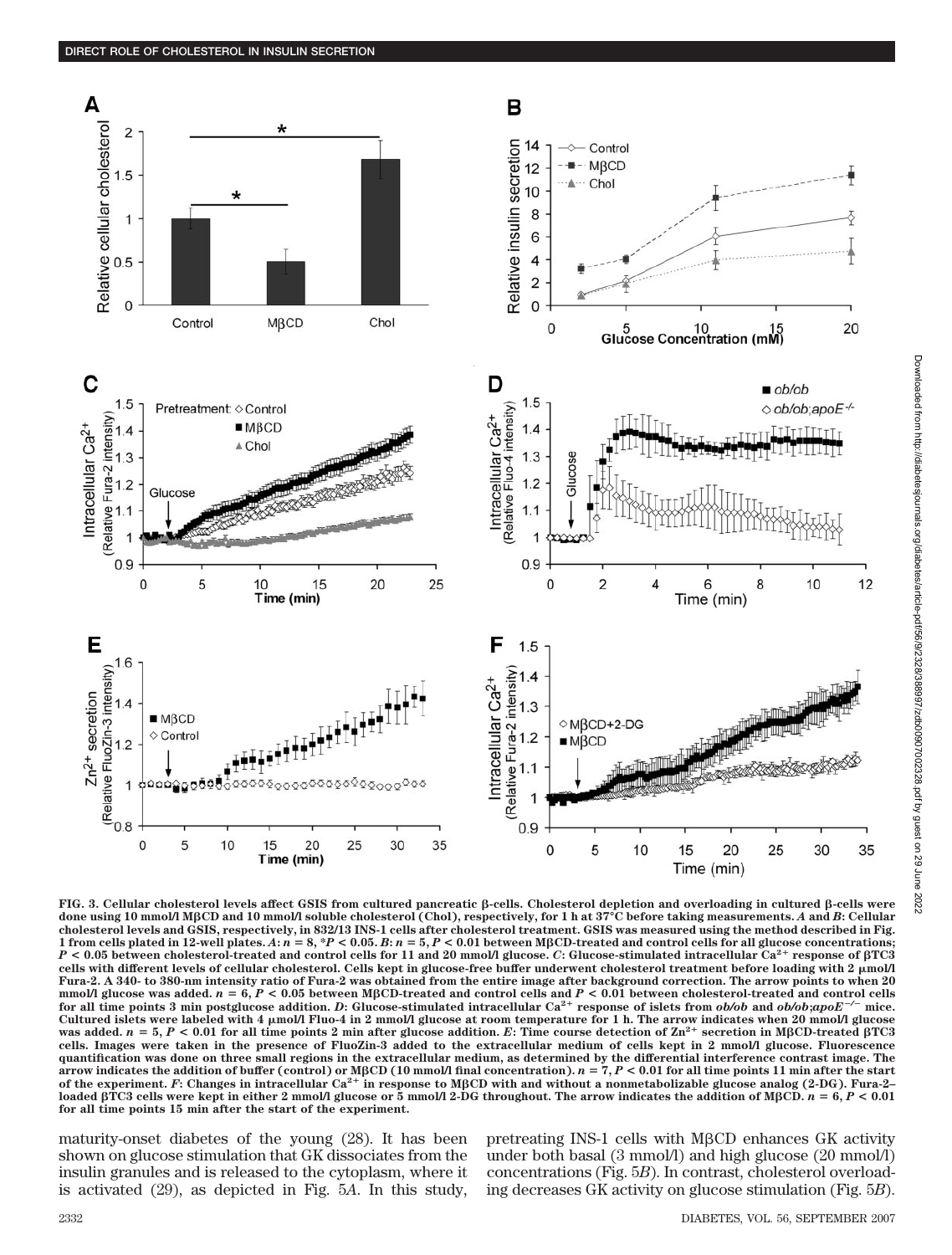**FIG. 3. Cellular cholesterol levels affect GSIS from cultured pancreatic β-cells. Cholesterol depletion and overloading in cultured β-cells were done using 10 mmol/l MβCD and 10 mmol/l soluble cholesterol (Chol), respectively, for 1 h at 37°C before taking measurements. *A* and *B*: Cellular cholesterol levels and GSIS, respectively, in 832/13 INS-1 cells after cholesterol treatment. GSIS was measured using the method described in Fig. 1 from cells plated in 12-well plates. *A*: $n = 8$, \*$P < 0.05$. *B*: $n = 5$, $P < 0.01$ between MβCD-treated and control cells for all glucose concentrations; $P < 0.05$ between cholesterol-treated and control cells for 11 and 20 mmol/l glucose. *C*: Glucose-stimulated intracellular $Ca^{2+}$ response of βTC3 cells with different levels of cellular cholesterol. Cells kept in glucose-free buffer underwent cholesterol treatment before loading with 2 μmol/l Fura-2. A 340- to 380-nm intensity ratio of Fura-2 was obtained from the entire image after background correction. The arrow points to when 20 mmol/l glucose was added. $n = 6$, $P < 0.05$ between MβCD-treated and control cells and $P < 0.01$ between cholesterol-treated and control cells for all time points 3 min postglucose addition. *D*: Glucose-stimulated intracellular $Ca^{2+}$ response of islets from *ob/ob* and *ob/ob;apoE*$^{-/-}$ mice. Cultured islets were labeled with 4 μmol/l Fluo-4 in 2 mmol/l glucose at room temperature for 1 h. The arrow indicates when 20 mmol/l glucose was added. $n = 5$, $P < 0.01$ for all time points 2 min after glucose addition. *E*: Time course detection of $Zn^{2+}$ secretion in MβCD-treated βTC3 cells. Images were taken in the presence of FluoZin-3 added to the extracellular medium of cells kept in 2 mmol/l glucose. Fluorescence quantification was done on three small regions in the extracellular medium, as determined by the differential interference contrast image. The arrow indicates the addition of buffer (control) or MβCD (10 mmol/l final concentration). $n = 7$, $P < 0.01$ for all time points 11 min after the start of the experiment. *F*: Changes in intracellular $Ca^{2+}$ in response to MβCD with and without a nonmetabolizable glucose analog (2-DG). Fura-2–loaded βTC3 cells were kept in either 2 mmol/l glucose or 5 mmol/l 2-DG throughout. The arrow indicates the addition of MβCD. $n = 6$, $P < 0.01$ for all time points 15 min after the start of the experiment.**

maturity-onset diabetes of the young (28). It has been shown on glucose stimulation that GK dissociates from the insulin granules and is released to the cytoplasm, where it is activated (29), as depicted in Fig. 5*A*. In this study, pretreating INS-1 cells with MβCD enhances GK activity under both basal (3 mmol/l) and high glucose (20 mmol/l) concentrations (Fig. 5*B*). In contrast, cholesterol overloading decreases GK activity on glucose stimulation (Fig. 5*B*).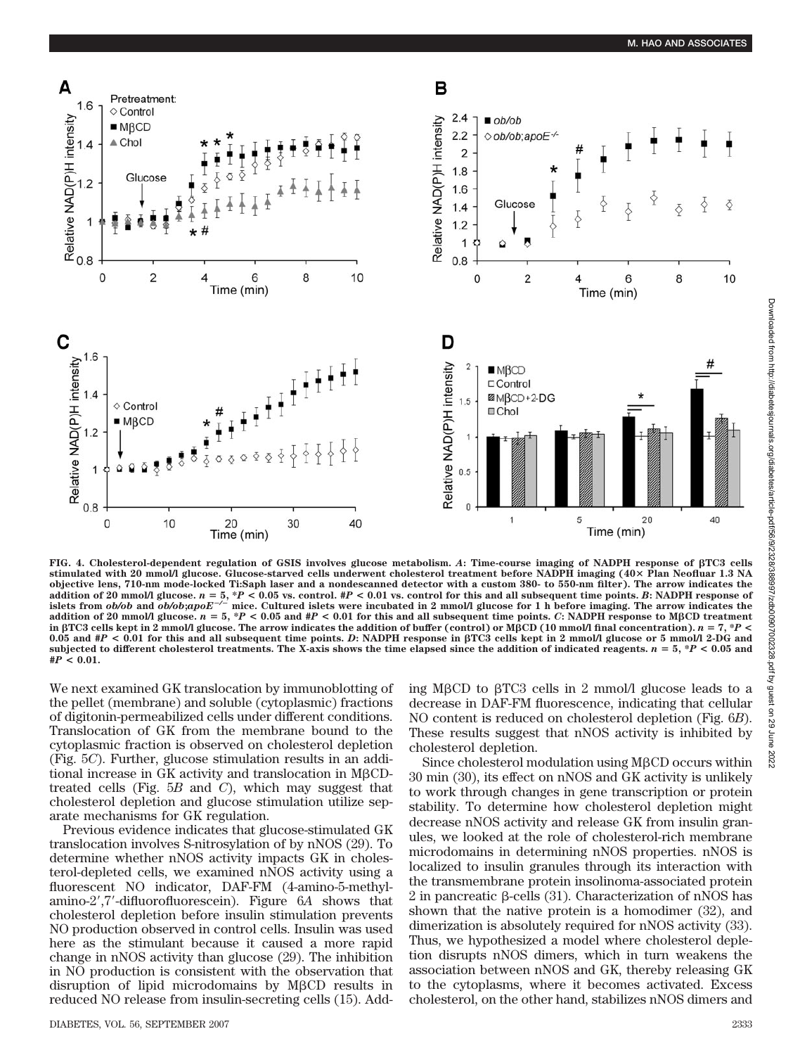FIG. 4. **Cholesterol-dependent regulation of GSIS involves glucose metabolism.** ***A*: Time-course imaging of NADPH response of βTC3 cells stimulated with 20 mmol/l glucose. Glucose-starved cells underwent cholesterol treatment before NADPH imaging (40× Plan Neofluar 1.3 NA objective lens, 710-nm mode-locked Ti:Saph laser and a nondescanned detector with a custom 380- to 550-nm filter). The arrow indicates the addition of 20 mmol/l glucose. *n* = 5, \**P* < 0.05 vs. control. #*P* < 0.01 vs. control for this and all subsequent time points. *B*: NADPH response of islets from *ob/ob* and *ob/ob;apoE*$^{-/-}$ mice. Cultured islets were incubated in 2 mmol/l glucose for 1 h before imaging. The arrow indicates the addition of 20 mmol/l glucose. *n* = 5, \**P* < 0.05 and #*P* < 0.01 for this and all subsequent time points. *C*: NADPH response to MβCD treatment in βTC3 cells kept in 2 mmol/l glucose. The arrow indicates the addition of buffer (control) or MβCD (10 mmol/l final concentration). *n* = 7, \**P* < 0.05 and #*P* < 0.01 for this and all subsequent time points. *D*: NADPH response in βTC3 cells kept in 2 mmol/l glucose or 5 mmol/l 2-DG and subjected to different cholesterol treatments. The X-axis shows the time elapsed since the addition of indicated reagents. *n* = 5, \**P* < 0.05 and #*P* < 0.01.**

We next examined GK translocation by immunoblotting of the pellet (membrane) and soluble (cytoplasmic) fractions of digitonin-permeabilized cells under different conditions. Translocation of GK from the membrane bound to the cytoplasmic fraction is observed on cholesterol depletion (Fig. 5*C*). Further, glucose stimulation results in an additional increase in GK activity and translocation in MβCD-treated cells (Fig. 5*B* and *C*), which may suggest that cholesterol depletion and glucose stimulation utilize separate mechanisms for GK regulation.

Previous evidence indicates that glucose-stimulated GK translocation involves S-nitrosylation of by nNOS (29). To determine whether nNOS activity impacts GK in cholesterol-depleted cells, we examined nNOS activity using a fluorescent NO indicator, DAF-FM (4-amino-5-methylamino-2′,7′-difluorofluorescein). Figure 6*A* shows that cholesterol depletion before insulin stimulation prevents NO production observed in control cells. Insulin was used here as the stimulant because it caused a more rapid change in nNOS activity than glucose (29). The inhibition in NO production is consistent with the observation that disruption of lipid microdomains by MβCD results in reduced NO release from insulin-secreting cells (15). Adding MβCD to βTC3 cells in 2 mmol/l glucose leads to a decrease in DAF-FM fluorescence, indicating that cellular NO content is reduced on cholesterol depletion (Fig. 6*B*). These results suggest that nNOS activity is inhibited by cholesterol depletion.

Since cholesterol modulation using MβCD occurs within 30 min (30), its effect on nNOS and GK activity is unlikely to work through changes in gene transcription or protein stability. To determine how cholesterol depletion might decrease nNOS activity and release GK from insulin granules, we looked at the role of cholesterol-rich membrane microdomains in determining nNOS properties. nNOS is localized to insulin granules through its interaction with the transmembrane protein insolinoma-associated protein 2 in pancreatic β-cells (31). Characterization of nNOS has shown that the native protein is a homodimer (32), and dimerization is absolutely required for nNOS activity (33). Thus, we hypothesized a model where cholesterol depletion disrupts nNOS dimers, which in turn weakens the association between nNOS and GK, thereby releasing GK to the cytoplasms, where it becomes activated. Excess cholesterol, on the other hand, stabilizes nNOS dimers and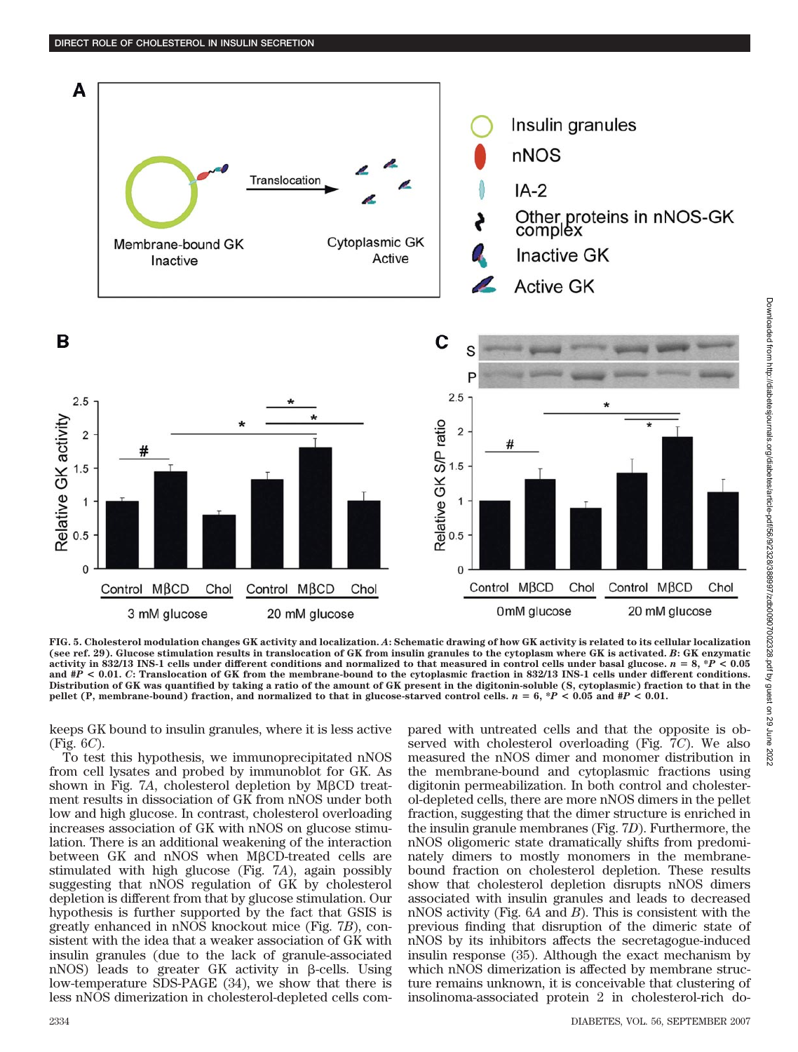FIG. 5. **Cholesterol modulation changes GK activity and localization.** ***A*****: Schematic drawing of how GK activity is related to its cellular localization (see ref. 29). Glucose stimulation results in translocation of GK from insulin granules to the cytoplasm where GK is activated.** ***B*****: GK enzymatic activity in 832/13 INS-1 cells under different conditions and normalized to that measured in control cells under basal glucose. $n = 8$, \*$P < 0.05$ and #$P < 0.01$.** ***C*****: Translocation of GK from the membrane-bound to the cytoplasmic fraction in 832/13 INS-1 cells under different conditions. Distribution of GK was quantified by taking a ratio of the amount of GK present in the digitonin-soluble (S, cytoplasmic) fraction to that in the pellet (P, membrane-bound) fraction, and normalized to that in glucose-starved control cells. $n = 6$, \*$P < 0.05$ and #$P < 0.01$.**

keeps GK bound to insulin granules, where it is less active (Fig. 6*C*).

To test this hypothesis, we immunoprecipitated nNOS from cell lysates and probed by immunoblot for GK. As shown in Fig. 7*A*, cholesterol depletion by MβCD treatment results in dissociation of GK from nNOS under both low and high glucose. In contrast, cholesterol overloading increases association of GK with nNOS on glucose stimulation. There is an additional weakening of the interaction between GK and nNOS when MβCD-treated cells are stimulated with high glucose (Fig. 7*A*), again possibly suggesting that nNOS regulation of GK by cholesterol depletion is different from that by glucose stimulation. Our hypothesis is further supported by the fact that GSIS is greatly enhanced in nNOS knockout mice (Fig. 7*B*), consistent with the idea that a weaker association of GK with insulin granules (due to the lack of granule-associated nNOS) leads to greater GK activity in β-cells. Using low-temperature SDS-PAGE (34), we show that there is less nNOS dimerization in cholesterol-depleted cells compared with untreated cells and that the opposite is observed with cholesterol overloading (Fig. 7*C*). We also measured the nNOS dimer and monomer distribution in the membrane-bound and cytoplasmic fractions using digitonin permeabilization. In both control and cholesterol-depleted cells, there are more nNOS dimers in the pellet fraction, suggesting that the dimer structure is enriched in the insulin granule membranes (Fig. 7*D*). Furthermore, the nNOS oligomeric state dramatically shifts from predominately dimers to mostly monomers in the membrane-bound fraction on cholesterol depletion. These results show that cholesterol depletion disrupts nNOS dimers associated with insulin granules and leads to decreased nNOS activity (Fig. 6*A* and *B*). This is consistent with the previous finding that disruption of the dimeric state of nNOS by its inhibitors affects the secretagogue-induced insulin response (35). Although the exact mechanism by which nNOS dimerization is affected by membrane structure remains unknown, it is conceivable that clustering of insolinoma-associated protein 2 in cholesterol-rich do-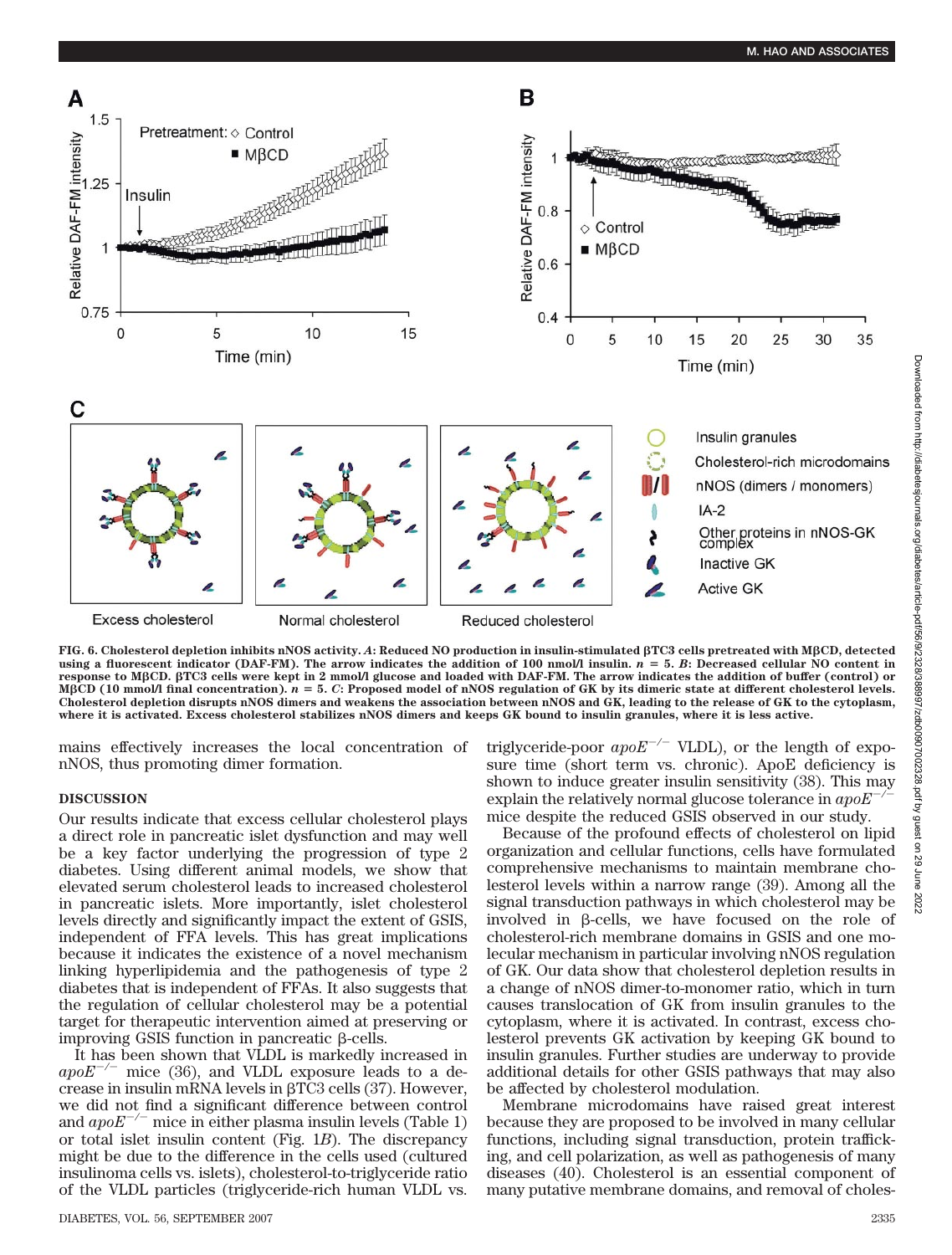FIG. 6. Cholesterol depletion inhibits nNOS activity. *A*: Reduced NO production in insulin-stimulated βTC3 cells pretreated with MβCD, detected using a fluorescent indicator (DAF-FM). The arrow indicates the addition of 100 nmol/l insulin. $n = 5$. *B*: Decreased cellular NO content in response to MβCD. βTC3 cells were kept in 2 mmol/l glucose and loaded with DAF-FM. The arrow indicates the addition of buffer (control) or MβCD (10 mmol/l final concentration). $n = 5$. *C*: Proposed model of nNOS regulation of GK by its dimeric state at different cholesterol levels. Cholesterol depletion disrupts nNOS dimers and weakens the association between nNOS and GK, leading to the release of GK to the cytoplasm, where it is activated. Excess cholesterol stabilizes nNOS dimers and keeps GK bound to insulin granules, where it is less active.

mains effectively increases the local concentration of nNOS, thus promoting dimer formation.

## DISCUSSION

Our results indicate that excess cellular cholesterol plays a direct role in pancreatic islet dysfunction and may well be a key factor underlying the progression of type 2 diabetes. Using different animal models, we show that elevated serum cholesterol leads to increased cholesterol in pancreatic islets. More importantly, islet cholesterol levels directly and significantly impact the extent of GSIS, independent of FFA levels. This has great implications because it indicates the existence of a novel mechanism linking hyperlipidemia and the pathogenesis of type 2 diabetes that is independent of FFAs. It also suggests that the regulation of cellular cholesterol may be a potential target for therapeutic intervention aimed at preserving or improving GSIS function in pancreatic β-cells.

It has been shown that VLDL is markedly increased in $apoE^{-/-}$ mice (36), and VLDL exposure leads to a decrease in insulin mRNA levels in βTC3 cells (37). However, we did not find a significant difference between control and $apoE^{-/-}$ mice in either plasma insulin levels (Table 1) or total islet insulin content (Fig. 1*B*). The discrepancy might be due to the difference in the cells used (cultured insulinoma cells vs. islets), cholesterol-to-triglyceride ratio of the VLDL particles (triglyceride-rich human VLDL vs. triglyceride-poor $apoE^{-/-}$ VLDL), or the length of exposure time (short term vs. chronic). ApoE deficiency is shown to induce greater insulin sensitivity (38). This may explain the relatively normal glucose tolerance in $apoE^{-/-}$ mice despite the reduced GSIS observed in our study.

Because of the profound effects of cholesterol on lipid organization and cellular functions, cells have formulated comprehensive mechanisms to maintain membrane cholesterol levels within a narrow range (39). Among all the signal transduction pathways in which cholesterol may be involved in β-cells, we have focused on the role of cholesterol-rich membrane domains in GSIS and one molecular mechanism in particular involving nNOS regulation of GK. Our data show that cholesterol depletion results in a change of nNOS dimer-to-monomer ratio, which in turn causes translocation of GK from insulin granules to the cytoplasm, where it is activated. In contrast, excess cholesterol prevents GK activation by keeping GK bound to insulin granules. Further studies are underway to provide additional details for other GSIS pathways that may also be affected by cholesterol modulation.

Membrane microdomains have raised great interest because they are proposed to be involved in many cellular functions, including signal transduction, protein trafficking, and cell polarization, as well as pathogenesis of many diseases (40). Cholesterol is an essential component of many putative membrane domains, and removal of choles-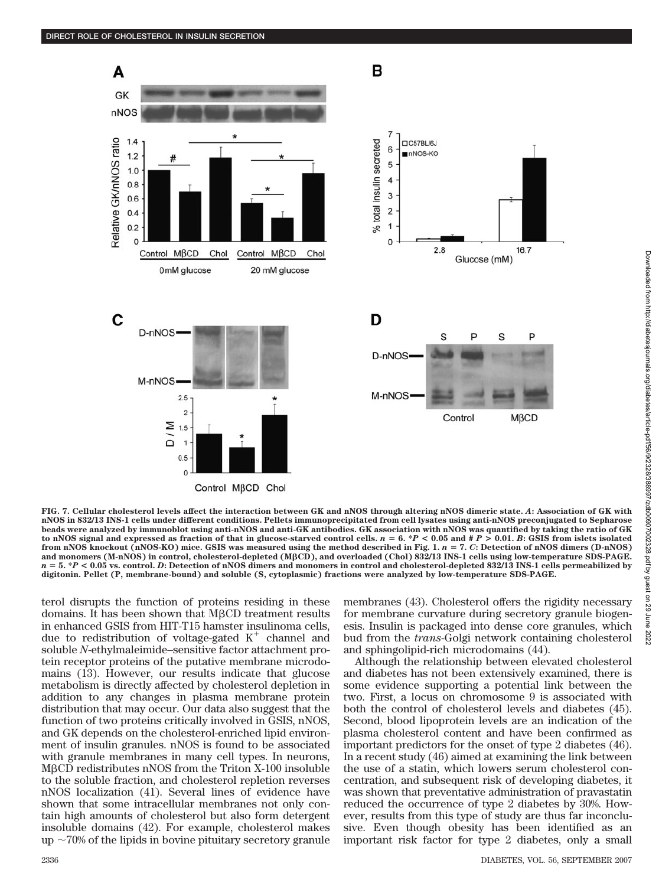FIG. 7. Cellular cholesterol levels affect the interaction between GK and nNOS through altering nNOS dimeric state. *A*: Association of GK with nNOS in 832/13 INS-1 cells under different conditions. Pellets immunoprecipitated from cell lysates using anti-nNOS preconjugated to Sepharose beads were analyzed by immunoblot using anti-nNOS and anti-GK antibodies. GK association with nNOS was quantified by taking the ratio of GK to nNOS signal and expressed as fraction of that in glucose-starved control cells. $n = 6$. \*$P < 0.05$ and # $P > 0.01$. *B*: GSIS from islets isolated from nNOS knockout (nNOS-KO) mice. GSIS was measured using the method described in Fig. 1. $n = 7$. *C*: Detection of nNOS dimers (D-nNOS) and monomers (M-nNOS) in control, cholesterol-depleted (MβCD), and overloaded (Chol) 832/13 INS-1 cells using low-temperature SDS-PAGE. $n = 5$. \*$P < 0.05$ vs. control. *D*: Detection of nNOS dimers and monomers in control and cholesterol-depleted 832/13 INS-1 cells permeabilized by digitonin. Pellet (P, membrane-bound) and soluble (S, cytoplasmic) fractions were analyzed by low-temperature SDS-PAGE.

terol disrupts the function of proteins residing in these domains. It has been shown that MβCD treatment results in enhanced GSIS from HIT-T15 hamster insulinoma cells, due to redistribution of voltage-gated $K^+$ channel and soluble *N*-ethylmaleimide–sensitive factor attachment protein receptor proteins of the putative membrane microdomains (13). However, our results indicate that glucose metabolism is directly affected by cholesterol depletion in addition to any changes in plasma membrane protein distribution that may occur. Our data also suggest that the function of two proteins critically involved in GSIS, nNOS, and GK depends on the cholesterol-enriched lipid environment of insulin granules. nNOS is found to be associated with granule membranes in many cell types. In neurons, MβCD redistributes nNOS from the Triton X-100 insoluble to the soluble fraction, and cholesterol repletion reverses nNOS localization (41). Several lines of evidence have shown that some intracellular membranes not only contain high amounts of cholesterol but also form detergent insoluble domains (42). For example, cholesterol makes up ~70% of the lipids in bovine pituitary secretory granule membranes (43). Cholesterol offers the rigidity necessary for membrane curvature during secretory granule biogenesis. Insulin is packaged into dense core granules, which bud from the *trans*-Golgi network containing cholesterol and sphingolipid-rich microdomains (44).

Although the relationship between elevated cholesterol and diabetes has not been extensively examined, there is some evidence supporting a potential link between the two. First, a locus on chromosome 9 is associated with both the control of cholesterol levels and diabetes (45). Second, blood lipoprotein levels are an indication of the plasma cholesterol content and have been confirmed as important predictors for the onset of type 2 diabetes (46). In a recent study (46) aimed at examining the link between the use of a statin, which lowers serum cholesterol concentration, and subsequent risk of developing diabetes, it was shown that preventative administration of pravastatin reduced the occurrence of type 2 diabetes by 30%. However, results from this type of study are thus far inconclusive. Even though obesity has been identified as an important risk factor for type 2 diabetes, only a small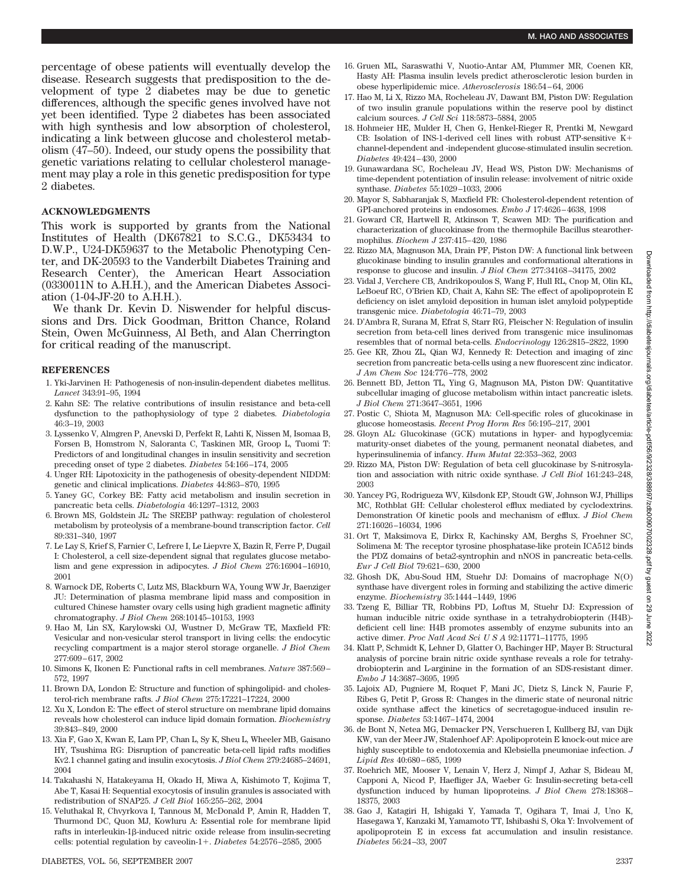percentage of obese patients will eventually develop the disease. Research suggests that predisposition to the development of type 2 diabetes may be due to genetic differences, although the specific genes involved have not yet been identified. Type 2 diabetes has been associated with high synthesis and low absorption of cholesterol, indicating a link between glucose and cholesterol metabolism (47–50). Indeed, our study opens the possibility that genetic variations relating to cellular cholesterol management may play a role in this genetic predisposition for type 2 diabetes.

## ACKNOWLEDGMENTS

This work is supported by grants from the National Institutes of Health (DK67821 to S.C.G., DK53434 to D.W.P., U24-DK59637 to the Metabolic Phenotyping Center, and DK-20593 to the Vanderbilt Diabetes Training and Research Center), the American Heart Association (0330011N to A.H.H.), and the American Diabetes Association (1-04-JF-20 to A.H.H.).

We thank Dr. Kevin D. Niswender for helpful discussions and Drs. Dick Goodman, Britton Chance, Roland Stein, Owen McGuinness, Al Beth, and Alan Cherrington for critical reading of the manuscript.

## REFERENCES

1. Yki-Jarvinen H: Pathogenesis of non-insulin-dependent diabetes mellitus. *Lancet* 343:91–95, 1994
2. Kahn SE: The relative contributions of insulin resistance and beta-cell dysfunction to the pathophysiology of type 2 diabetes. *Diabetologia* 46:3–19, 2003
3. Lyssenko V, Almgren P, Anevski D, Perfekt R, Lahti K, Nissen M, Isomaa B, Forsen B, Homstrom N, Saloranta C, Taskinen MR, Groop L, Tuomi T: Predictors of and longitudinal changes in insulin sensitivity and secretion preceding onset of type 2 diabetes. *Diabetes* 54:166–174, 2005
4. Unger RH: Lipotoxicity in the pathogenesis of obesity-dependent NIDDM: genetic and clinical implications. *Diabetes* 44:863–870, 1995
5. Yaney GC, Corkey BE: Fatty acid metabolism and insulin secretion in pancreatic beta cells. *Diabetologia* 46:1297–1312, 2003
6. Brown MS, Goldstein JL: The SREBP pathway: regulation of cholesterol metabolism by proteolysis of a membrane-bound transcription factor. *Cell* 89:331–340, 1997
7. Le Lay S, Krief S, Farnier C, Lefrere I, Le Liepvre X, Bazin R, Ferre P, Dugail I: Cholesterol, a cell size-dependent signal that regulates glucose metabolism and gene expression in adipocytes. *J Biol Chem* 276:16904–16910, 2001
8. Warnock DE, Roberts C, Lutz MS, Blackburn WA, Young WW Jr, Baenziger JU: Determination of plasma membrane lipid mass and composition in cultured Chinese hamster ovary cells using high gradient magnetic affinity chromatography. *J Biol Chem* 268:10145–10153, 1993
9. Hao M, Lin SX, Karylowski OJ, Wustner D, McGraw TE, Maxfield FR: Vesicular and non-vesicular sterol transport in living cells: the endocytic recycling compartment is a major sterol storage organelle. *J Biol Chem* 277:609–617, 2002
10. Simons K, Ikonen E: Functional rafts in cell membranes. *Nature* 387:569–572, 1997
11. Brown DA, London E: Structure and function of sphingolipid- and cholesterol-rich membrane rafts. *J Biol Chem* 275:17221–17224, 2000
12. Xu X, London E: The effect of sterol structure on membrane lipid domains reveals how cholesterol can induce lipid domain formation. *Biochemistry* 39:843–849, 2000
13. Xia F, Gao X, Kwan E, Lam PP, Chan L, Sy K, Sheu L, Wheeler MB, Gaisano HY, Tsushima RG: Disruption of pancreatic beta-cell lipid rafts modifies Kv2.1 channel gating and insulin exocytosis. *J Biol Chem* 279:24685–24691, 2004
14. Takahashi N, Hatakeyama H, Okado H, Miwa A, Kishimoto T, Kojima T, Abe T, Kasai H: Sequential exocytosis of insulin granules is associated with redistribution of SNAP25. *J Cell Biol* 165:255–262, 2004
15. Veluthakal R, Chvyrkova I, Tannous M, McDonald P, Amin R, Hadden T, Thurmond DC, Quon MJ, Kowluru A: Essential role for membrane lipid rafts in interleukin-1β-induced nitric oxide release from insulin-secreting cells: potential regulation by caveolin-1+. *Diabetes* 54:2576–2585, 2005
16. Gruen ML, Saraswathi V, Nuotio-Antar AM, Plummer MR, Coenen KR, Hasty AH: Plasma insulin levels predict atherosclerotic lesion burden in obese hyperlipidemic mice. *Atherosclerosis* 186:54–64, 2006
17. Hao M, Li X, Rizzo MA, Rocheleau JV, Dawant BM, Piston DW: Regulation of two insulin granule populations within the reserve pool by distinct calcium sources. *J Cell Sci* 118:5873–5884, 2005
18. Hohmeier HE, Mulder H, Chen G, Henkel-Rieger R, Prentki M, Newgard CB: Isolation of INS-1-derived cell lines with robust ATP-sensitive K+ channel-dependent and -independent glucose-stimulated insulin secretion. *Diabetes* 49:424–430, 2000
19. Gunawardana SC, Rocheleau JV, Head WS, Piston DW: Mechanisms of time-dependent potentiation of insulin release: involvement of nitric oxide synthase. *Diabetes* 55:1029–1033, 2006
20. Mayor S, Sabharanjak S, Maxfield FR: Cholesterol-dependent retention of GPI-anchored proteins in endosomes. *Embo J* 17:4626–4638, 1998
21. Goward CR, Hartwell R, Atkinson T, Scawen MD: The purification and characterization of glucokinase from the thermophile Bacillus stearothermophilus. *Biochem J* 237:415–420, 1986
22. Rizzo MA, Magnuson MA, Drain PF, Piston DW: A functional link between glucokinase binding to insulin granules and conformational alterations in response to glucose and insulin. *J Biol Chem* 277:34168–34175, 2002
23. Vidal J, Verchere CB, Andrikopoulos S, Wang F, Hull RL, Cnop M, Olin KL, LeBoeuf RC, O'Brien KD, Chait A, Kahn SE: The effect of apolipoprotein E deficiency on islet amyloid deposition in human islet amyloid polypeptide transgenic mice. *Diabetologia* 46:71–79, 2003
24. D'Ambra R, Surana M, Efrat S, Starr RG, Fleischer N: Regulation of insulin secretion from beta-cell lines derived from transgenic mice insulinomas resembles that of normal beta-cells. *Endocrinology* 126:2815–2822, 1990
25. Gee KR, Zhou ZL, Qian WJ, Kennedy R: Detection and imaging of zinc secretion from pancreatic beta-cells using a new fluorescent zinc indicator. *J Am Chem Soc* 124:776–778, 2002
26. Bennett BD, Jetton TL, Ying G, Magnuson MA, Piston DW: Quantitative subcellular imaging of glucose metabolism within intact pancreatic islets. *J Biol Chem* 271:3647–3651, 1996
27. Postic C, Shiota M, Magnuson MA: Cell-specific roles of glucokinase in glucose homeostasis. *Recent Prog Horm Res* 56:195–217, 2001
28. Gloyn AL: Glucokinase (GCK) mutations in hyper- and hypoglycemia: maturity-onset diabetes of the young, permanent neonatal diabetes, and hyperinsulinemia of infancy. *Hum Mutat* 22:353–362, 2003
29. Rizzo MA, Piston DW: Regulation of beta cell glucokinase by S-nitrosylation and association with nitric oxide synthase. *J Cell Biol* 161:243–248, 2003
30. Yancey PG, Rodrigueza WV, Kilsdonk EP, Stoudt GW, Johnson WJ, Phillips MC, Rothblat GH: Cellular cholesterol efflux mediated by cyclodextrins. Demonstration Of kinetic pools and mechanism of efflux. *J Biol Chem* 271:16026–16034, 1996
31. Ort T, Maksimova E, Dirkx R, Kachinsky AM, Berghs S, Froehner SC, Solimena M: The receptor tyrosine phosphatase-like protein ICA512 binds the PDZ domains of beta2-syntrophin and nNOS in pancreatic beta-cells. *Eur J Cell Biol* 79:621–630, 2000
32. Ghosh DK, Abu-Soud HM, Stuehr DJ: Domains of macrophage N(O) synthase have divergent roles in forming and stabilizing the active dimeric enzyme. *Biochemistry* 35:1444–1449, 1996
33. Tzeng E, Billiar TR, Robbins PD, Loftus M, Stuehr DJ: Expression of human inducible nitric oxide synthase in a tetrahydrobiopterin (H4B)-deficient cell line: H4B promotes assembly of enzyme subunits into an active dimer. *Proc Natl Acad Sci U S A* 92:11771–11775, 1995
34. Klatt P, Schmidt K, Lehner D, Glatter O, Bachinger HP, Mayer B: Structural analysis of porcine brain nitric oxide synthase reveals a role for tetrahydrobiopterin and L-arginine in the formation of an SDS-resistant dimer. *Embo J* 14:3687–3695, 1995
35. Lajoix AD, Pugniere M, Roquet F, Mani JC, Dietz S, Linck N, Faurie F, Ribes G, Petit P, Gross R: Changes in the dimeric state of neuronal nitric oxide synthase affect the kinetics of secretagogue-induced insulin response. *Diabetes* 53:1467–1474, 2004
36. de Bont N, Netea MG, Demacker PN, Verschueren I, Kullberg BJ, van Dijk KW, van der Meer JW, Stalenhoef AF: Apolipoprotein E knock-out mice are highly susceptible to endotoxemia and Klebsiella pneumoniae infection. *J Lipid Res* 40:680–685, 1999
37. Roehrich ME, Mooser V, Lenain V, Herz J, Nimpf J, Azhar S, Bideau M, Capponi A, Nicod P, Haefliger JA, Waeber G: Insulin-secreting beta-cell dysfunction induced by human lipoproteins. *J Biol Chem* 278:18368–18375, 2003
38. Gao J, Katagiri H, Ishigaki Y, Yamada T, Ogihara T, Imai J, Uno K, Hasegawa Y, Kanzaki M, Yamamoto TT, Ishibashi S, Oka Y: Involvement of apolipoprotein E in excess fat accumulation and insulin resistance. *Diabetes* 56:24–33, 2007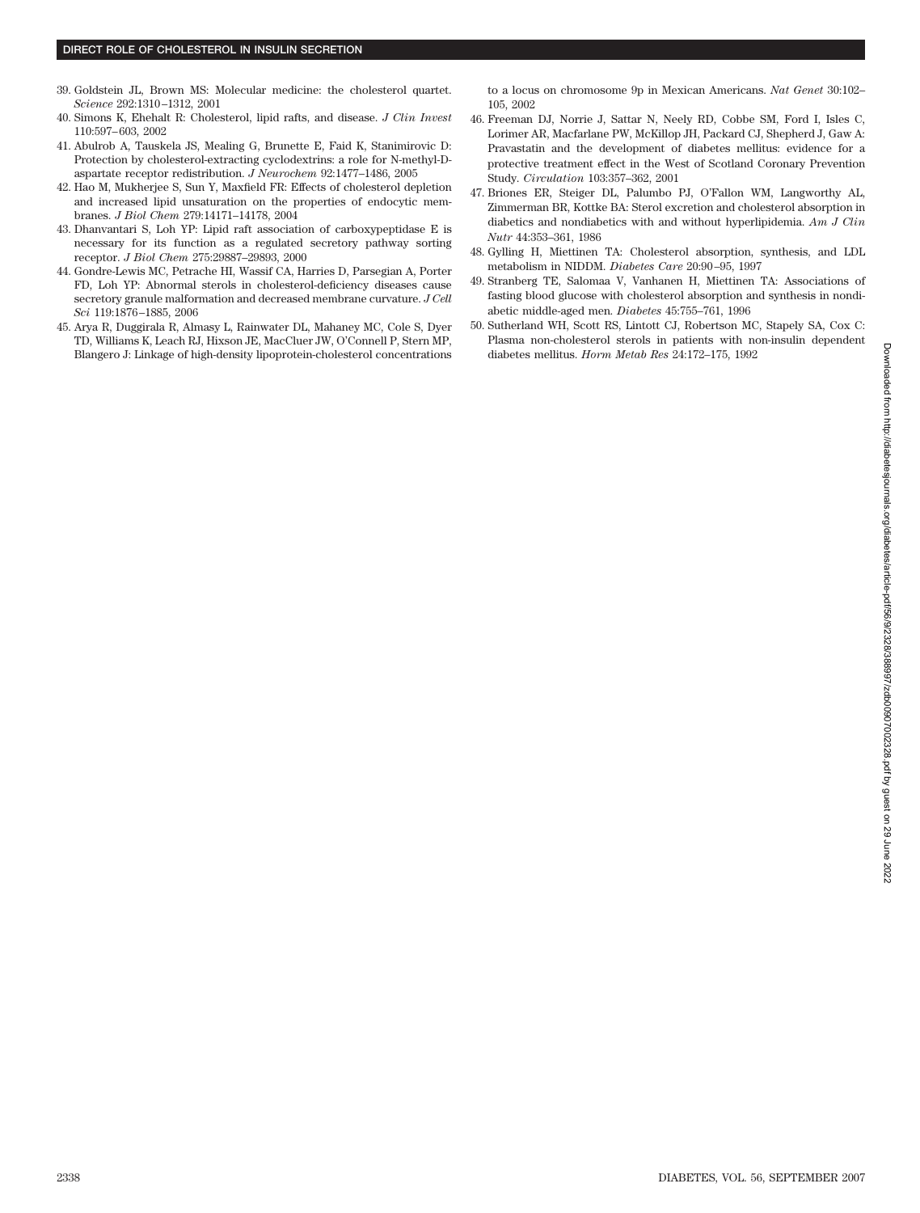39. Goldstein JL, Brown MS: Molecular medicine: the cholesterol quartet. *Science* 292:1310–1312, 2001
40. Simons K, Ehehalt R: Cholesterol, lipid rafts, and disease. *J Clin Invest* 110:597–603, 2002
41. Abulrob A, Tauskela JS, Mealing G, Brunette E, Faid K, Stanimirovic D: Protection by cholesterol-extracting cyclodextrins: a role for N-methyl-D-aspartate receptor redistribution. *J Neurochem* 92:1477–1486, 2005
42. Hao M, Mukherjee S, Sun Y, Maxfield FR: Effects of cholesterol depletion and increased lipid unsaturation on the properties of endocytic membranes. *J Biol Chem* 279:14171–14178, 2004
43. Dhanvantari S, Loh YP: Lipid raft association of carboxypeptidase E is necessary for its function as a regulated secretory pathway sorting receptor. *J Biol Chem* 275:29887–29893, 2000
44. Gondre-Lewis MC, Petrache HI, Wassif CA, Harries D, Parsegian A, Porter FD, Loh YP: Abnormal sterols in cholesterol-deficiency diseases cause secretory granule malformation and decreased membrane curvature. *J Cell Sci* 119:1876–1885, 2006
45. Arya R, Duggirala R, Almasy L, Rainwater DL, Mahaney MC, Cole S, Dyer TD, Williams K, Leach RJ, Hixson JE, MacCluer JW, O'Connell P, Stern MP, Blangero J: Linkage of high-density lipoprotein-cholesterol concentrations to a locus on chromosome 9p in Mexican Americans. *Nat Genet* 30:102–105, 2002
46. Freeman DJ, Norrie J, Sattar N, Neely RD, Cobbe SM, Ford I, Isles C, Lorimer AR, Macfarlane PW, McKillop JH, Packard CJ, Shepherd J, Gaw A: Pravastatin and the development of diabetes mellitus: evidence for a protective treatment effect in the West of Scotland Coronary Prevention Study. *Circulation* 103:357–362, 2001
47. Briones ER, Steiger DL, Palumbo PJ, O'Fallon WM, Langworthy AL, Zimmerman BR, Kottke BA: Sterol excretion and cholesterol absorption in diabetics and nondiabetics with and without hyperlipidemia. *Am J Clin Nutr* 44:353–361, 1986
48. Gylling H, Miettinen TA: Cholesterol absorption, synthesis, and LDL metabolism in NIDDM. *Diabetes Care* 20:90–95, 1997
49. Stranberg TE, Salomaa V, Vanhanen H, Miettinen TA: Associations of fasting blood glucose with cholesterol absorption and synthesis in nondiabetic middle-aged men. *Diabetes* 45:755–761, 1996
50. Sutherland WH, Scott RS, Lintott CJ, Robertson MC, Stapely SA, Cox C: Plasma non-cholesterol sterols in patients with non-insulin dependent diabetes mellitus. *Horm Metab Res* 24:172–175, 1992